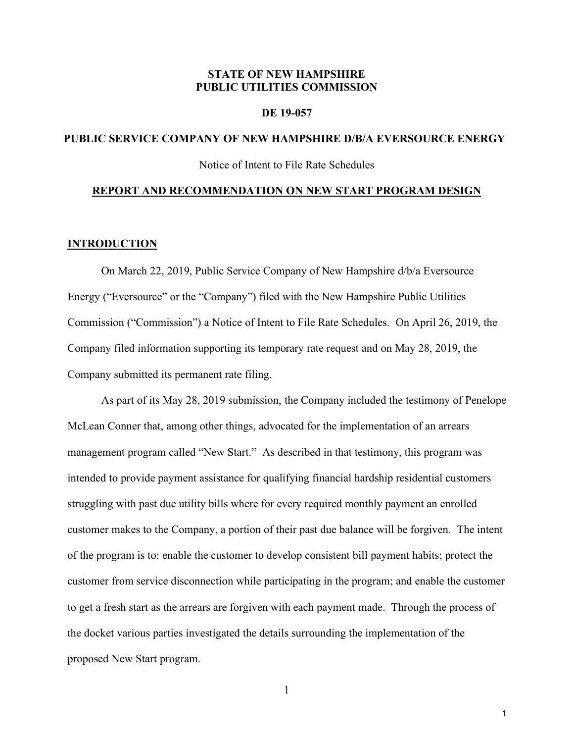**STATE OF NEW HAMPSHIRE**
**PUBLIC UTILITIES COMMISSION**

**DE 19-057**

**PUBLIC SERVICE COMPANY OF NEW HAMPSHIRE D/B/A EVERSOURCE ENERGY**

Notice of Intent to File Rate Schedules

# REPORT AND RECOMMENDATION ON NEW START PROGRAM DESIGN

## INTRODUCTION

On March 22, 2019, Public Service Company of New Hampshire d/b/a Eversource Energy ("Eversource" or the "Company") filed with the New Hampshire Public Utilities Commission ("Commission") a Notice of Intent to File Rate Schedules. On April 26, 2019, the Company filed information supporting its temporary rate request and on May 28, 2019, the Company submitted its permanent rate filing.

As part of its May 28, 2019 submission, the Company included the testimony of Penelope McLean Conner that, among other things, advocated for the implementation of an arrears management program called "New Start." As described in that testimony, this program was intended to provide payment assistance for qualifying financial hardship residential customers struggling with past due utility bills where for every required monthly payment an enrolled customer makes to the Company, a portion of their past due balance will be forgiven. The intent of the program is to: enable the customer to develop consistent bill payment habits; protect the customer from service disconnection while participating in the program; and enable the customer to get a fresh start as the arrears are forgiven with each payment made. Through the process of the docket various parties investigated the details surrounding the implementation of the proposed New Start program.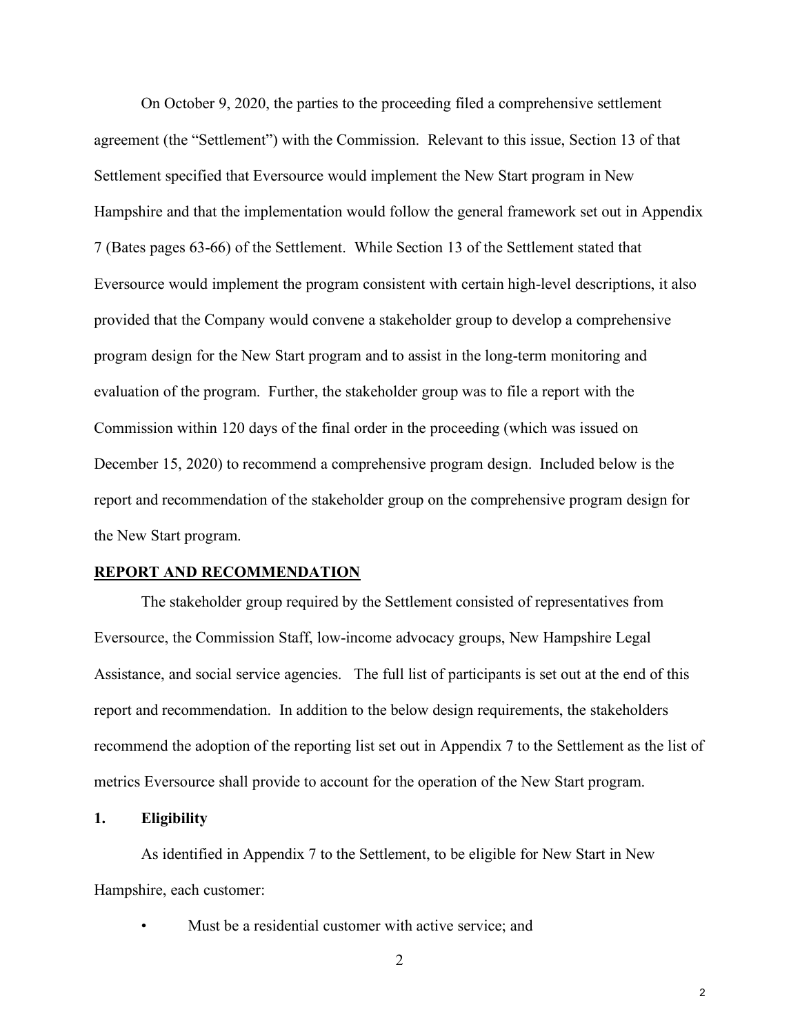On October 9, 2020, the parties to the proceeding filed a comprehensive settlement agreement (the "Settlement") with the Commission. Relevant to this issue, Section 13 of that Settlement specified that Eversource would implement the New Start program in New Hampshire and that the implementation would follow the general framework set out in Appendix 7 (Bates pages 63-66) of the Settlement. While Section 13 of the Settlement stated that Eversource would implement the program consistent with certain high-level descriptions, it also provided that the Company would convene a stakeholder group to develop a comprehensive program design for the New Start program and to assist in the long-term monitoring and evaluation of the program. Further, the stakeholder group was to file a report with the Commission within 120 days of the final order in the proceeding (which was issued on December 15, 2020) to recommend a comprehensive program design. Included below is the report and recommendation of the stakeholder group on the comprehensive program design for the New Start program.

## REPORT AND RECOMMENDATION

The stakeholder group required by the Settlement consisted of representatives from Eversource, the Commission Staff, low-income advocacy groups, New Hampshire Legal Assistance, and social service agencies. The full list of participants is set out at the end of this report and recommendation. In addition to the below design requirements, the stakeholders recommend the adoption of the reporting list set out in Appendix 7 to the Settlement as the list of metrics Eversource shall provide to account for the operation of the New Start program.

### 1. Eligibility

As identified in Appendix 7 to the Settlement, to be eligible for New Start in New Hampshire, each customer:

- Must be a residential customer with active service; and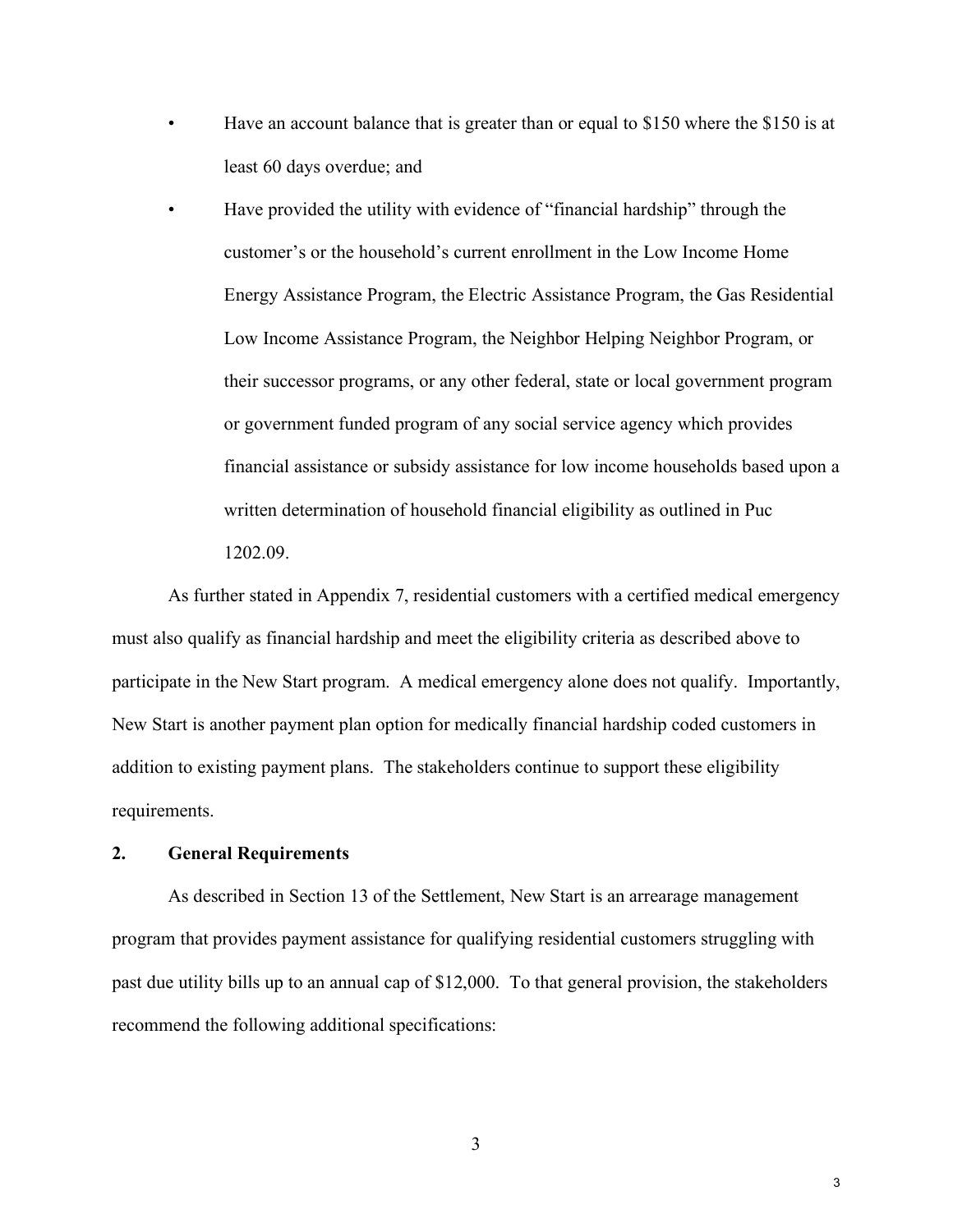- Have an account balance that is greater than or equal to $150 where the $150 is at least 60 days overdue; and
- Have provided the utility with evidence of "financial hardship" through the customer's or the household's current enrollment in the Low Income Home Energy Assistance Program, the Electric Assistance Program, the Gas Residential Low Income Assistance Program, the Neighbor Helping Neighbor Program, or their successor programs, or any other federal, state or local government program or government funded program of any social service agency which provides financial assistance or subsidy assistance for low income households based upon a written determination of household financial eligibility as outlined in Puc 1202.09.

As further stated in Appendix 7, residential customers with a certified medical emergency must also qualify as financial hardship and meet the eligibility criteria as described above to participate in the New Start program. A medical emergency alone does not qualify. Importantly, New Start is another payment plan option for medically financial hardship coded customers in addition to existing payment plans. The stakeholders continue to support these eligibility requirements.

## 2. General Requirements

As described in Section 13 of the Settlement, New Start is an arrearage management program that provides payment assistance for qualifying residential customers struggling with past due utility bills up to an annual cap of $12,000. To that general provision, the stakeholders recommend the following additional specifications: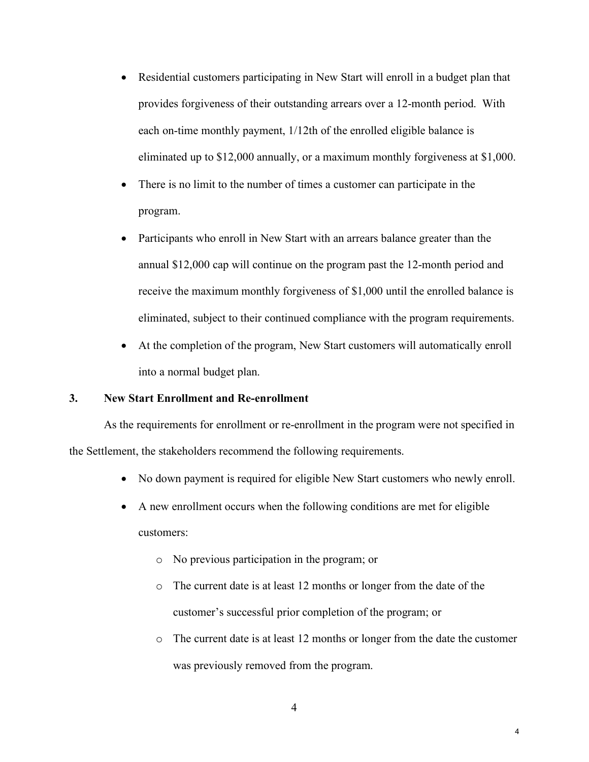- Residential customers participating in New Start will enroll in a budget plan that provides forgiveness of their outstanding arrears over a 12-month period. With each on-time monthly payment, 1/12th of the enrolled eligible balance is eliminated up to $12,000 annually, or a maximum monthly forgiveness at $1,000.
- There is no limit to the number of times a customer can participate in the program.
- Participants who enroll in New Start with an arrears balance greater than the annual $12,000 cap will continue on the program past the 12-month period and receive the maximum monthly forgiveness of $1,000 until the enrolled balance is eliminated, subject to their continued compliance with the program requirements.
- At the completion of the program, New Start customers will automatically enroll into a normal budget plan.

## 3. New Start Enrollment and Re-enrollment

As the requirements for enrollment or re-enrollment in the program were not specified in the Settlement, the stakeholders recommend the following requirements.

- No down payment is required for eligible New Start customers who newly enroll.
- A new enrollment occurs when the following conditions are met for eligible customers:
  - No previous participation in the program; or
  - The current date is at least 12 months or longer from the date of the customer's successful prior completion of the program; or
  - The current date is at least 12 months or longer from the date the customer was previously removed from the program.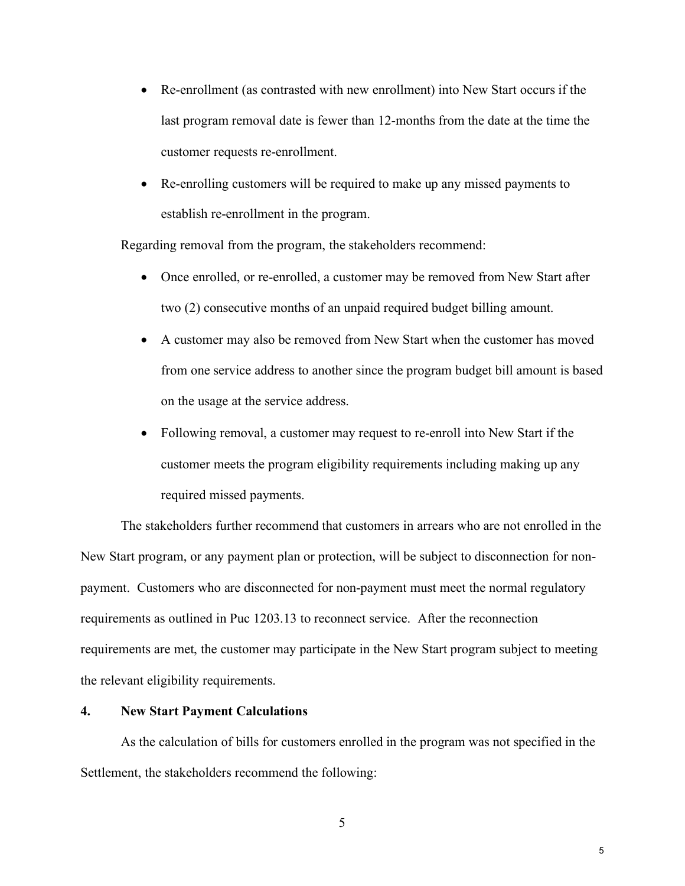- Re-enrollment (as contrasted with new enrollment) into New Start occurs if the last program removal date is fewer than 12-months from the date at the time the customer requests re-enrollment.
- Re-enrolling customers will be required to make up any missed payments to establish re-enrollment in the program.

Regarding removal from the program, the stakeholders recommend:

- Once enrolled, or re-enrolled, a customer may be removed from New Start after two (2) consecutive months of an unpaid required budget billing amount.
- A customer may also be removed from New Start when the customer has moved from one service address to another since the program budget bill amount is based on the usage at the service address.
- Following removal, a customer may request to re-enroll into New Start if the customer meets the program eligibility requirements including making up any required missed payments.

The stakeholders further recommend that customers in arrears who are not enrolled in the New Start program, or any payment plan or protection, will be subject to disconnection for non-payment. Customers who are disconnected for non-payment must meet the normal regulatory requirements as outlined in Puc 1203.13 to reconnect service. After the reconnection requirements are met, the customer may participate in the New Start program subject to meeting the relevant eligibility requirements.

**4. New Start Payment Calculations**

As the calculation of bills for customers enrolled in the program was not specified in the Settlement, the stakeholders recommend the following: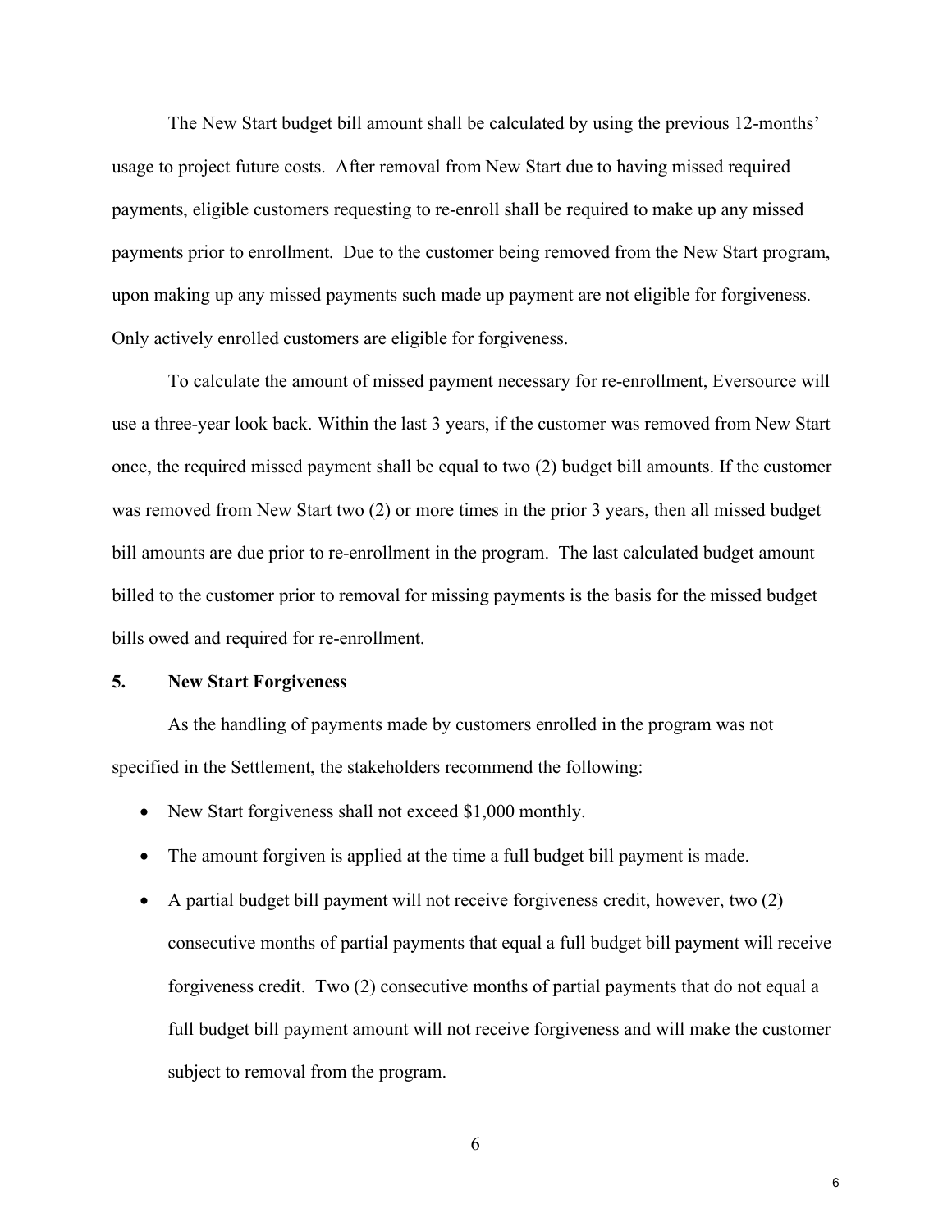The New Start budget bill amount shall be calculated by using the previous 12-months' usage to project future costs. After removal from New Start due to having missed required payments, eligible customers requesting to re-enroll shall be required to make up any missed payments prior to enrollment. Due to the customer being removed from the New Start program, upon making up any missed payments such made up payment are not eligible for forgiveness. Only actively enrolled customers are eligible for forgiveness.

To calculate the amount of missed payment necessary for re-enrollment, Eversource will use a three-year look back. Within the last 3 years, if the customer was removed from New Start once, the required missed payment shall be equal to two (2) budget bill amounts. If the customer was removed from New Start two (2) or more times in the prior 3 years, then all missed budget bill amounts are due prior to re-enrollment in the program. The last calculated budget amount billed to the customer prior to removal for missing payments is the basis for the missed budget bills owed and required for re-enrollment.

## 5. New Start Forgiveness

As the handling of payments made by customers enrolled in the program was not specified in the Settlement, the stakeholders recommend the following:

- New Start forgiveness shall not exceed $1,000 monthly.
- The amount forgiven is applied at the time a full budget bill payment is made.
- A partial budget bill payment will not receive forgiveness credit, however, two (2) consecutive months of partial payments that equal a full budget bill payment will receive forgiveness credit. Two (2) consecutive months of partial payments that do not equal a full budget bill payment amount will not receive forgiveness and will make the customer subject to removal from the program.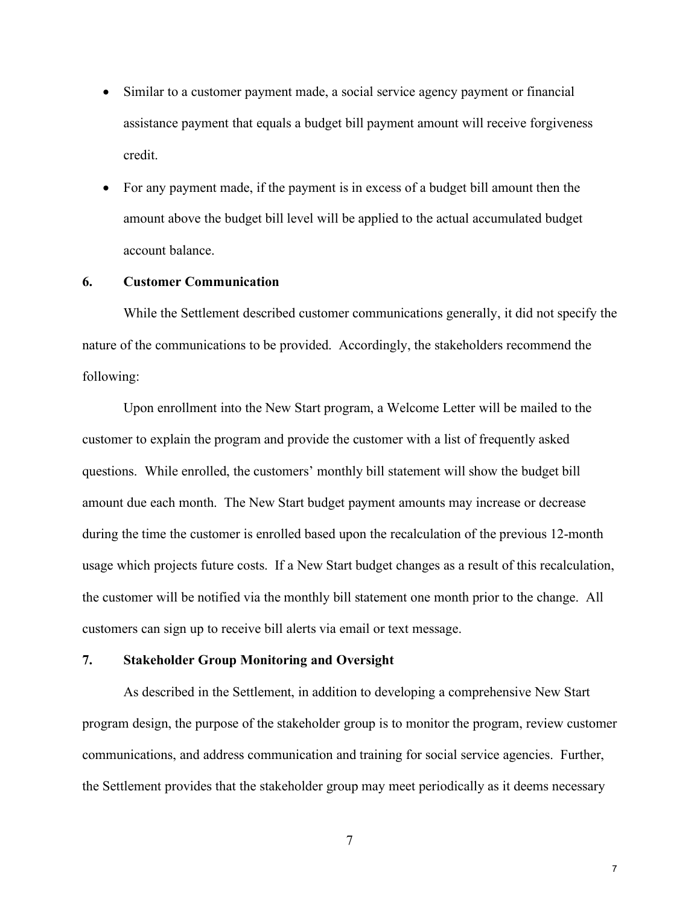- Similar to a customer payment made, a social service agency payment or financial assistance payment that equals a budget bill payment amount will receive forgiveness credit.
- For any payment made, if the payment is in excess of a budget bill amount then the amount above the budget bill level will be applied to the actual accumulated budget account balance.

## 6. Customer Communication

While the Settlement described customer communications generally, it did not specify the nature of the communications to be provided. Accordingly, the stakeholders recommend the following:

Upon enrollment into the New Start program, a Welcome Letter will be mailed to the customer to explain the program and provide the customer with a list of frequently asked questions. While enrolled, the customers' monthly bill statement will show the budget bill amount due each month. The New Start budget payment amounts may increase or decrease during the time the customer is enrolled based upon the recalculation of the previous 12-month usage which projects future costs. If a New Start budget changes as a result of this recalculation, the customer will be notified via the monthly bill statement one month prior to the change. All customers can sign up to receive bill alerts via email or text message.

## 7. Stakeholder Group Monitoring and Oversight

As described in the Settlement, in addition to developing a comprehensive New Start program design, the purpose of the stakeholder group is to monitor the program, review customer communications, and address communication and training for social service agencies. Further, the Settlement provides that the stakeholder group may meet periodically as it deems necessary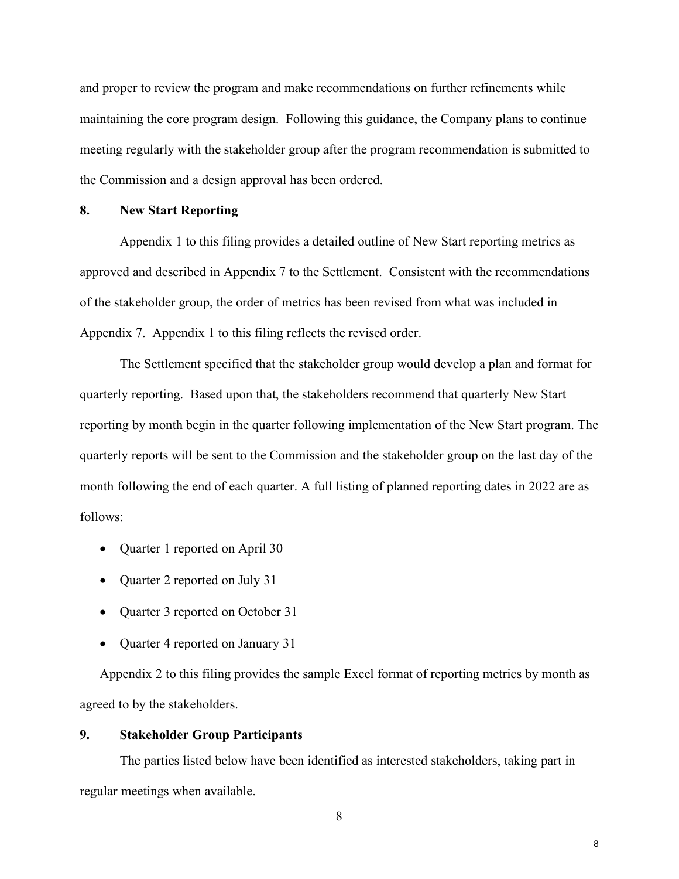and proper to review the program and make recommendations on further refinements while maintaining the core program design. Following this guidance, the Company plans to continue meeting regularly with the stakeholder group after the program recommendation is submitted to the Commission and a design approval has been ordered.

## 8. New Start Reporting

Appendix 1 to this filing provides a detailed outline of New Start reporting metrics as approved and described in Appendix 7 to the Settlement. Consistent with the recommendations of the stakeholder group, the order of metrics has been revised from what was included in Appendix 7. Appendix 1 to this filing reflects the revised order.

The Settlement specified that the stakeholder group would develop a plan and format for quarterly reporting. Based upon that, the stakeholders recommend that quarterly New Start reporting by month begin in the quarter following implementation of the New Start program. The quarterly reports will be sent to the Commission and the stakeholder group on the last day of the month following the end of each quarter. A full listing of planned reporting dates in 2022 are as follows:

- Quarter 1 reported on April 30
- Quarter 2 reported on July 31
- Quarter 3 reported on October 31
- Quarter 4 reported on January 31

Appendix 2 to this filing provides the sample Excel format of reporting metrics by month as agreed to by the stakeholders.

## 9. Stakeholder Group Participants

The parties listed below have been identified as interested stakeholders, taking part in regular meetings when available.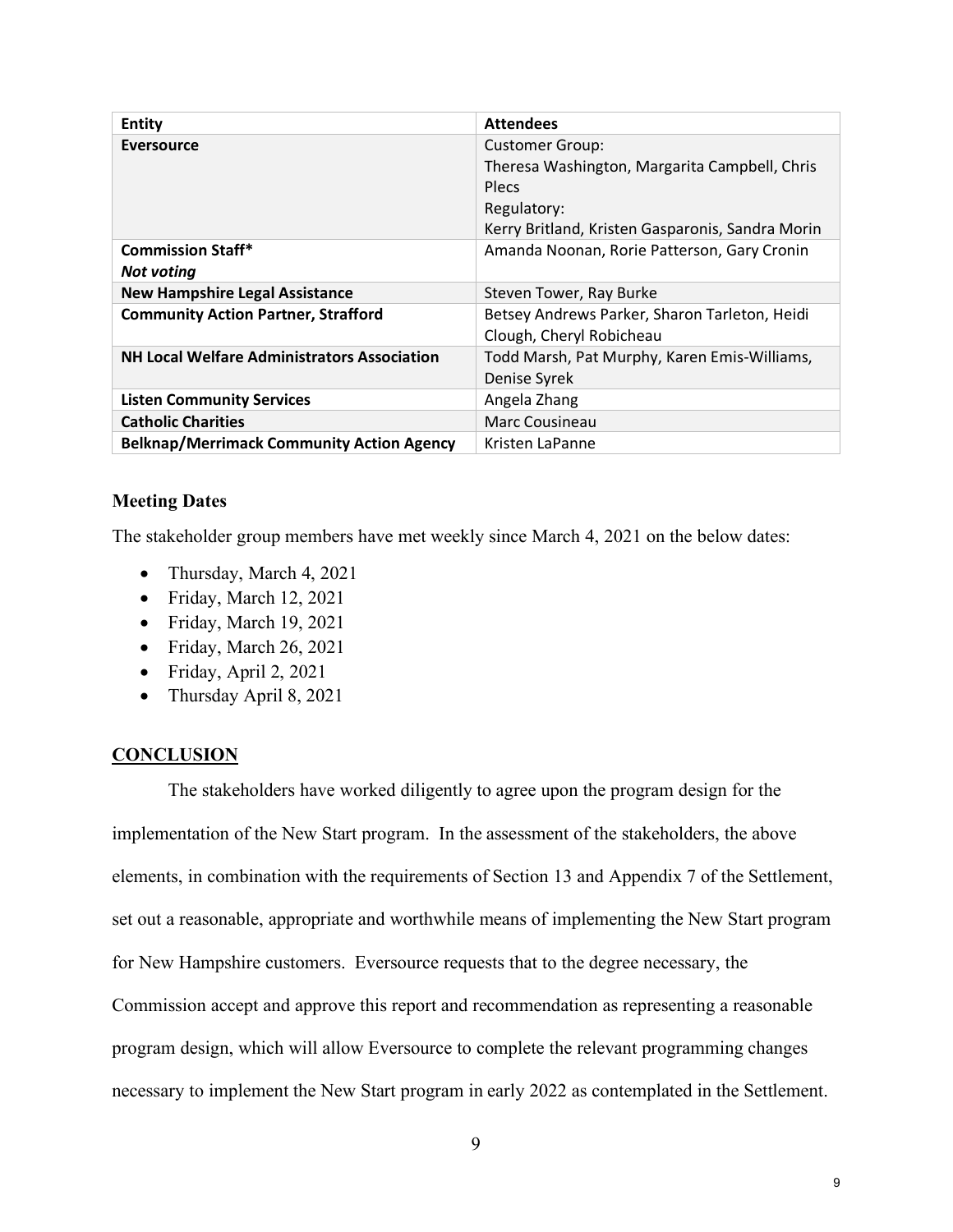| Entity | Attendees |
|---|---|
| **Eversource** | Customer Group:<br>Theresa Washington, Margarita Campbell, Chris Plecs<br>Regulatory:<br>Kerry Britland, Kristen Gasparonis, Sandra Morin |
| **Commission Staff***<br>***Not voting*** | Amanda Noonan, Rorie Patterson, Gary Cronin |
| **New Hampshire Legal Assistance** | Steven Tower, Ray Burke |
| **Community Action Partner, Strafford** | Betsey Andrews Parker, Sharon Tarleton, Heidi Clough, Cheryl Robicheau |
| **NH Local Welfare Administrators Association** | Todd Marsh, Pat Murphy, Karen Emis-Williams, Denise Syrek |
| **Listen Community Services** | Angela Zhang |
| **Catholic Charities** | Marc Cousineau |
| **Belknap/Merrimack Community Action Agency** | Kristen LaPanne |

### Meeting Dates

The stakeholder group members have met weekly since March 4, 2021 on the below dates:

- Thursday, March 4, 2021
- Friday, March 12, 2021
- Friday, March 19, 2021
- Friday, March 26, 2021
- Friday, April 2, 2021
- Thursday April 8, 2021

## CONCLUSION

The stakeholders have worked diligently to agree upon the program design for the implementation of the New Start program. In the assessment of the stakeholders, the above elements, in combination with the requirements of Section 13 and Appendix 7 of the Settlement, set out a reasonable, appropriate and worthwhile means of implementing the New Start program for New Hampshire customers. Eversource requests that to the degree necessary, the Commission accept and approve this report and recommendation as representing a reasonable program design, which will allow Eversource to complete the relevant programming changes necessary to implement the New Start program in early 2022 as contemplated in the Settlement.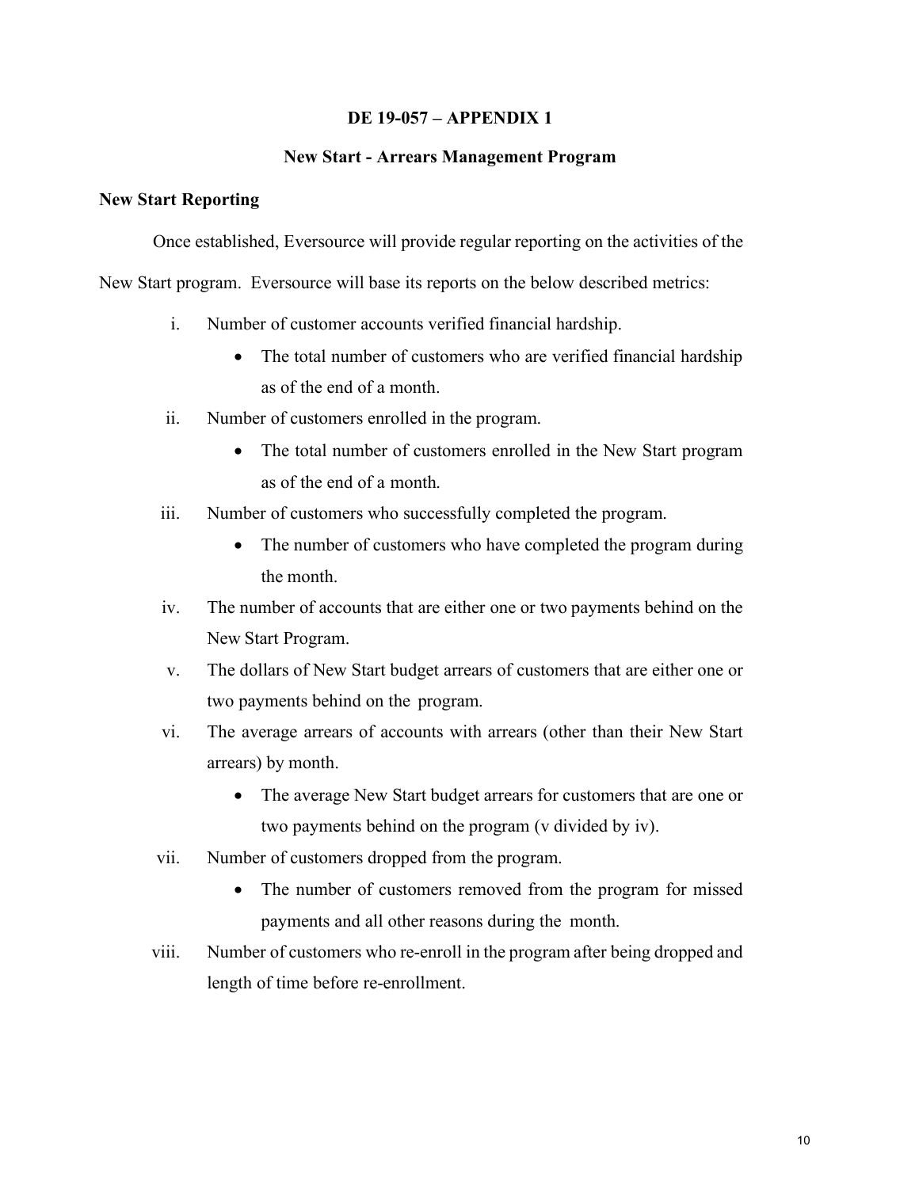**DE 19-057 – APPENDIX 1**

**New Start - Arrears Management Program**

**New Start Reporting**

Once established, Eversource will provide regular reporting on the activities of the New Start program. Eversource will base its reports on the below described metrics:

i. Number of customer accounts verified financial hardship.
   - The total number of customers who are verified financial hardship as of the end of a month.

ii. Number of customers enrolled in the program.
   - The total number of customers enrolled in the New Start program as of the end of a month.

iii. Number of customers who successfully completed the program.
   - The number of customers who have completed the program during the month.

iv. The number of accounts that are either one or two payments behind on the New Start Program.

v. The dollars of New Start budget arrears of customers that are either one or two payments behind on the program.

vi. The average arrears of accounts with arrears (other than their New Start arrears) by month.
   - The average New Start budget arrears for customers that are one or two payments behind on the program (v divided by iv).

vii. Number of customers dropped from the program.
   - The number of customers removed from the program for missed payments and all other reasons during the month.

viii. Number of customers who re-enroll in the program after being dropped and length of time before re-enrollment.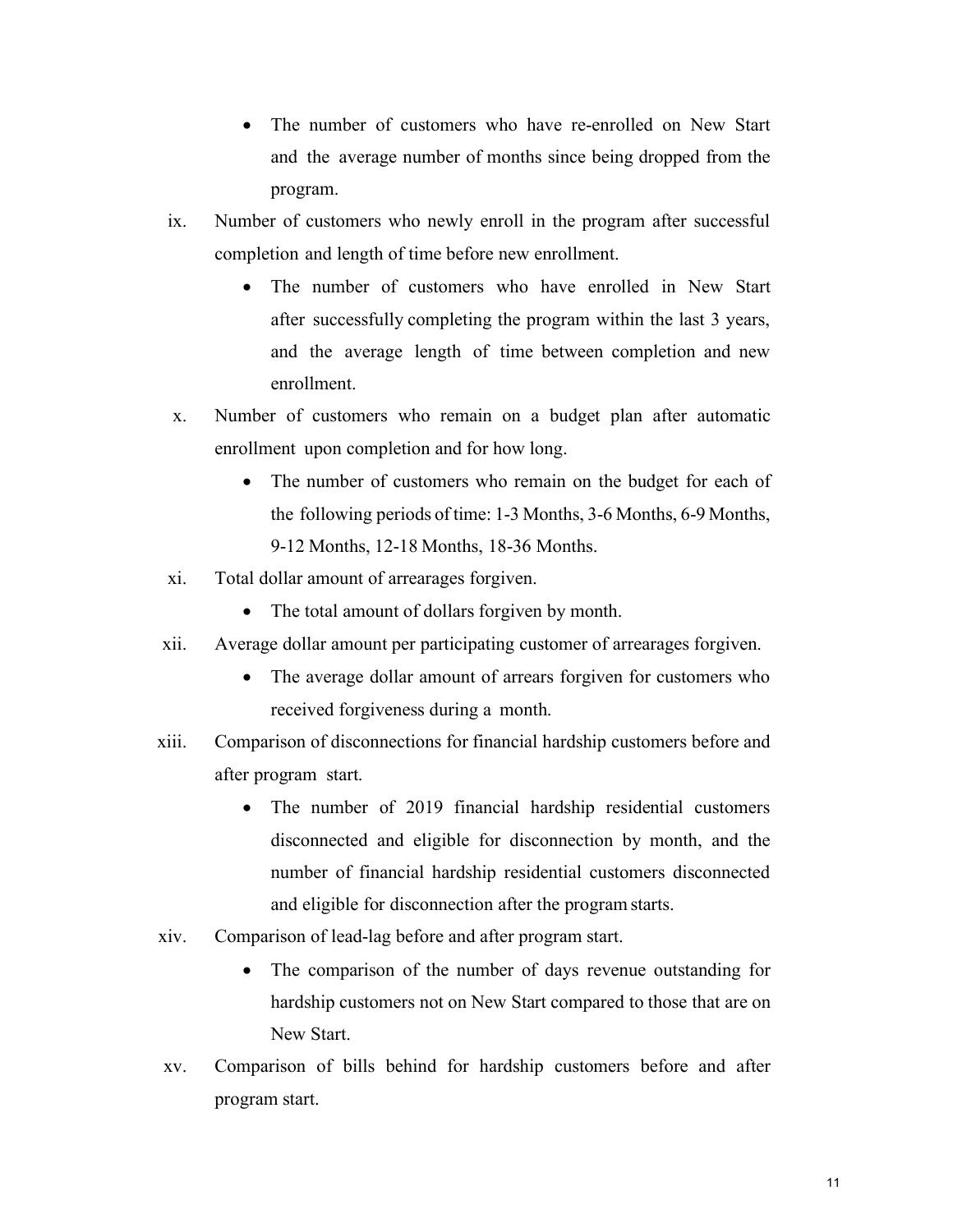- The number of customers who have re-enrolled on New Start and the average number of months since being dropped from the program.

ix. Number of customers who newly enroll in the program after successful completion and length of time before new enrollment.

  - The number of customers who have enrolled in New Start after successfully completing the program within the last 3 years, and the average length of time between completion and new enrollment.

x. Number of customers who remain on a budget plan after automatic enrollment upon completion and for how long.

  - The number of customers who remain on the budget for each of the following periods of time: 1-3 Months, 3-6 Months, 6-9 Months, 9-12 Months, 12-18 Months, 18-36 Months.

xi. Total dollar amount of arrearages forgiven.

  - The total amount of dollars forgiven by month.

xii. Average dollar amount per participating customer of arrearages forgiven.

  - The average dollar amount of arrears forgiven for customers who received forgiveness during a month.

xiii. Comparison of disconnections for financial hardship customers before and after program start.

  - The number of 2019 financial hardship residential customers disconnected and eligible for disconnection by month, and the number of financial hardship residential customers disconnected and eligible for disconnection after the program starts.

xiv. Comparison of lead-lag before and after program start.

  - The comparison of the number of days revenue outstanding for hardship customers not on New Start compared to those that are on New Start.

xv. Comparison of bills behind for hardship customers before and after program start.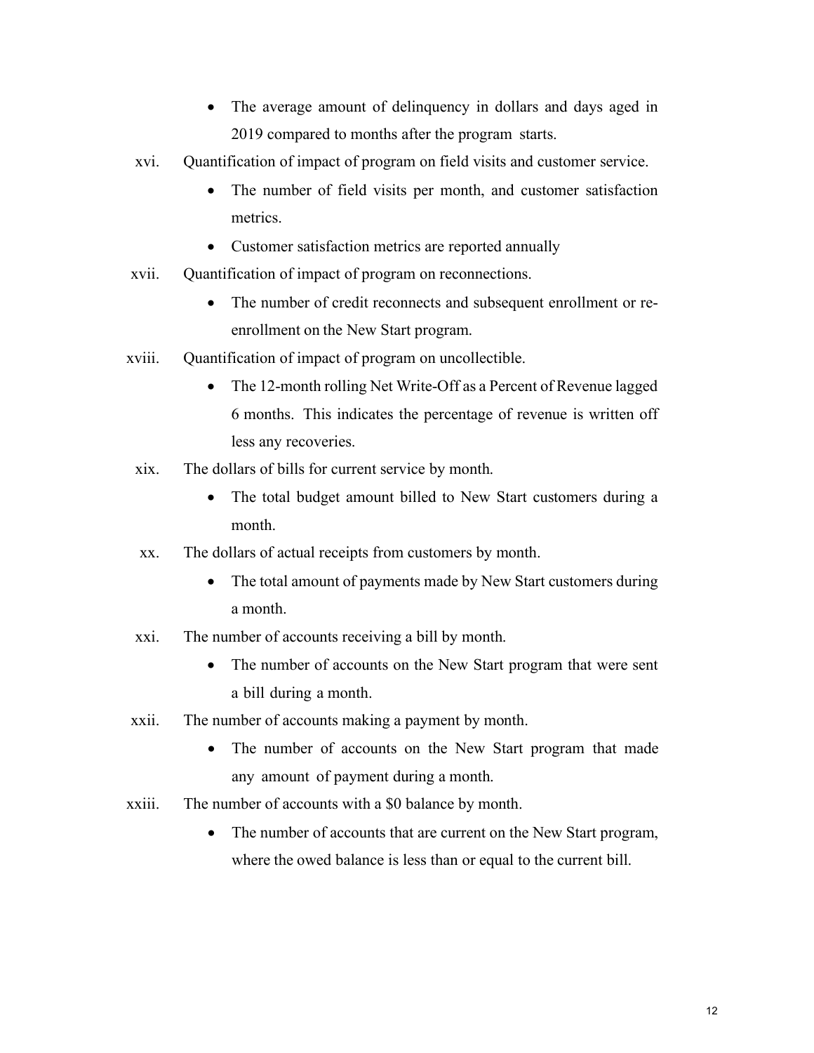- The average amount of delinquency in dollars and days aged in 2019 compared to months after the program starts.

xvi. Quantification of impact of program on field visits and customer service.

- The number of field visits per month, and customer satisfaction metrics.
- Customer satisfaction metrics are reported annually

xvii. Quantification of impact of program on reconnections.

- The number of credit reconnects and subsequent enrollment or re-enrollment on the New Start program.

xviii. Quantification of impact of program on uncollectible.

- The 12-month rolling Net Write-Off as a Percent of Revenue lagged 6 months. This indicates the percentage of revenue is written off less any recoveries.

xix. The dollars of bills for current service by month.

- The total budget amount billed to New Start customers during a month.

xx. The dollars of actual receipts from customers by month.

- The total amount of payments made by New Start customers during a month.

xxi. The number of accounts receiving a bill by month.

- The number of accounts on the New Start program that were sent a bill during a month.

xxii. The number of accounts making a payment by month.

- The number of accounts on the New Start program that made any amount of payment during a month.

xxiii. The number of accounts with a $0 balance by month.

- The number of accounts that are current on the New Start program, where the owed balance is less than or equal to the current bill.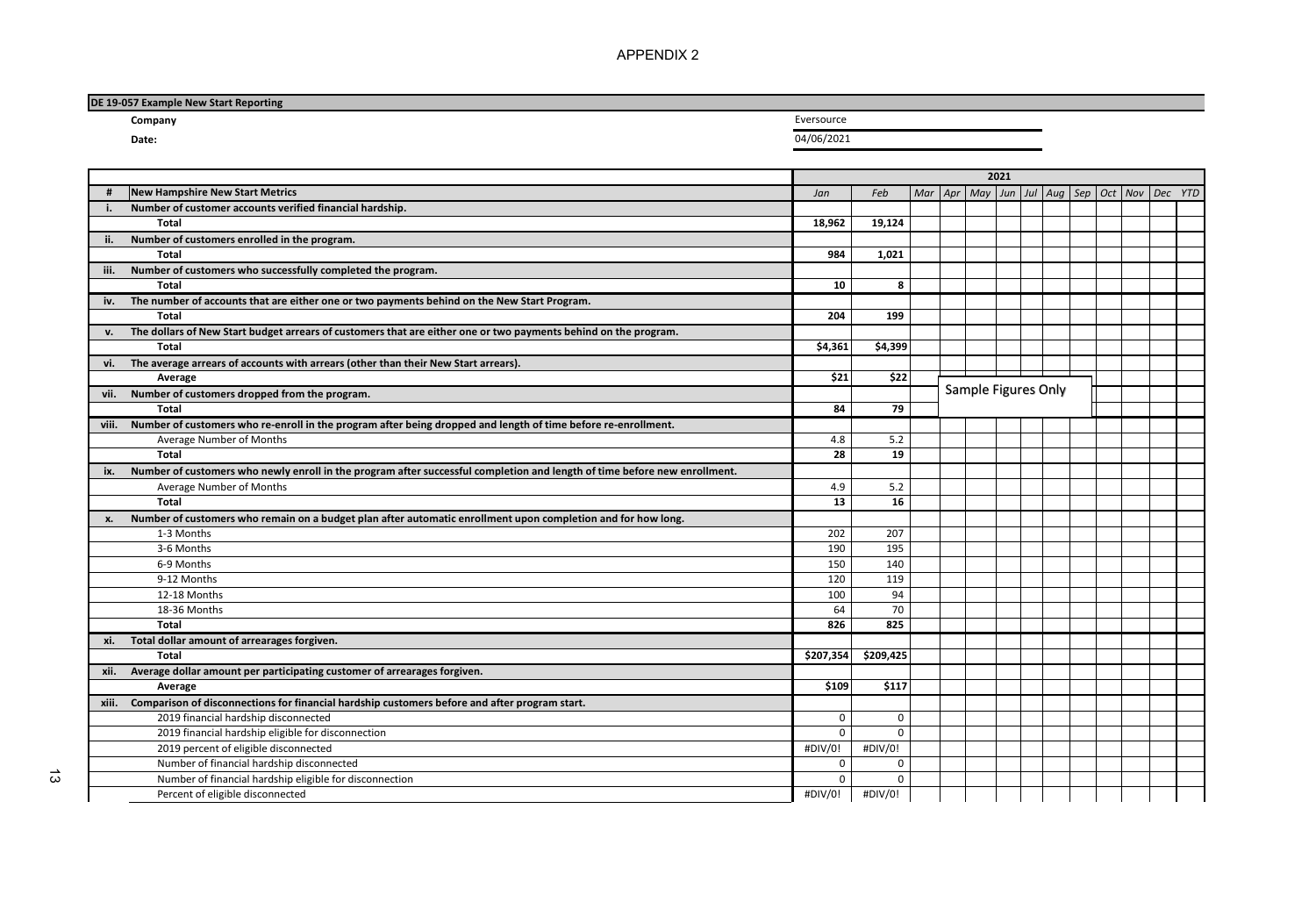APPENDIX 2

**DE 19-057 Example New Start Reporting**

**Company** Eversource

**Date:** 04/06/2021

| # | New Hampshire New Start Metrics | Jan | Feb | Mar | Apr | May | Jun | Jul | Aug | Sep | Oct | Nov | Dec | YTD |
|---|---|---|---|---|---|---|---|---|---|---|---|---|---|---|
| | | 2021 | | | | | | | | | | | | |
| i. | **Number of customer accounts verified financial hardship.** | | | | | | | | | | | | | |
| | **Total** | **18,962** | **19,124** | | | | | | | | | | | |
| ii. | **Number of customers enrolled in the program.** | | | | | | | | | | | | | |
| | **Total** | **984** | **1,021** | | | | | | | | | | | |
| iii. | **Number of customers who successfully completed the program.** | | | | | | | | | | | | | |
| | **Total** | **10** | **8** | | | | | | | | | | | |
| iv. | **The number of accounts that are either one or two payments behind on the New Start Program.** | | | | | | | | | | | | | |
| | **Total** | **204** | **199** | | | | | | | | | | | |
| v. | **The dollars of New Start budget arrears of customers that are either one or two payments behind on the program.** | | | | | | | | | | | | | |
| | **Total** | **$4,361** | **$4,399** | | | | | | | | | | | |
| vi. | **The average arrears of accounts with arrears (other than their New Start arrears).** | | | | | | | | | | | | | |
| | **Average** | **$21** | **$22** | | | | | | | | | | | |
| vii. | **Number of customers dropped from the program.** | | | | | | | | | | | | | |
| | **Total** | **84** | **79** | | | | | | | | | | | |
| viii. | **Number of customers who re-enroll in the program after being dropped and length of time before re-enrollment.** | | | | | | | | | | | | | |
| | Average Number of Months | 4.8 | 5.2 | | | | | | | | | | | |
| | **Total** | **28** | **19** | | | | | | | | | | | |
| ix. | **Number of customers who newly enroll in the program after successful completion and length of time before new enrollment.** | | | | | | | | | | | | | |
| | Average Number of Months | 4.9 | 5.2 | | | | | | | | | | | |
| | **Total** | **13** | **16** | | | | | | | | | | | |
| x. | **Number of customers who remain on a budget plan after automatic enrollment upon completion and for how long.** | | | | | | | | | | | | | |
| | 1-3 Months | 202 | 207 | | | | | | | | | | | |
| | 3-6 Months | 190 | 195 | | | | | | | | | | | |
| | 6-9 Months | 150 | 140 | | | | | | | | | | | |
| | 9-12 Months | 120 | 119 | | | | | | | | | | | |
| | 12-18 Months | 100 | 94 | | | | | | | | | | | |
| | 18-36 Months | 64 | 70 | | | | | | | | | | | |
| | **Total** | **826** | **825** | | | | | | | | | | | |
| xi. | **Total dollar amount of arrearages forgiven.** | | | | | | | | | | | | | |
| | **Total** | **$207,354** | **$209,425** | | | | | | | | | | | |
| xii. | **Average dollar amount per participating customer of arrearages forgiven.** | | | | | | | | | | | | | |
| | **Average** | **$109** | **$117** | | | | | | | | | | | |
| xiii. | **Comparison of disconnections for financial hardship customers before and after program start.** | | | | | | | | | | | | | |
| | 2019 financial hardship disconnected | 0 | 0 | | | | | | | | | | | |
| | 2019 financial hardship eligible for disconnection | 0 | 0 | | | | | | | | | | | |
| | 2019 percent of eligible disconnected | #DIV/0! | #DIV/0! | | | | | | | | | | | |
| | Number of financial hardship disconnected | 0 | 0 | | | | | | | | | | | |
| | Number of financial hardship eligible for disconnection | 0 | 0 | | | | | | | | | | | |
| | Percent of eligible disconnected | #DIV/0! | #DIV/0! | | | | | | | | | | | |

Sample Figures Only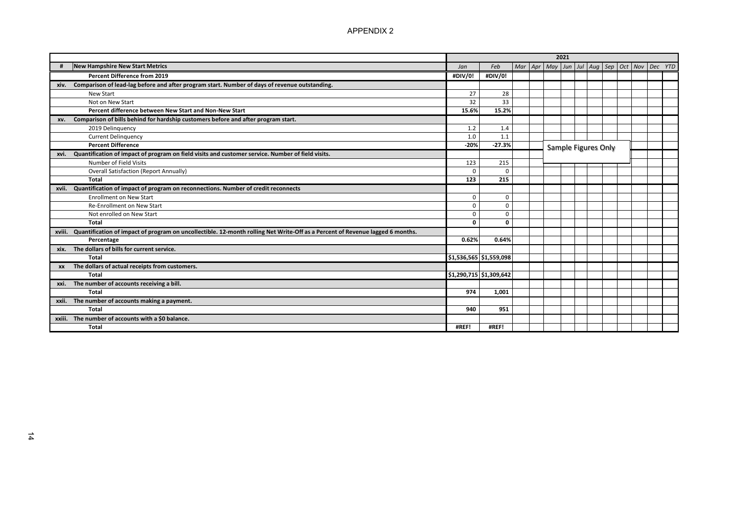APPENDIX 2

| # | New Hampshire New Start Metrics | 2021 Jan | Feb | Mar | Apr | May | Jun | Jul | Aug | Sep | Oct | Nov | Dec | YTD |
|---|---|---|---|---|---|---|---|---|---|---|---|---|---|---|
| | **Percent Difference from 2019** | **#DIV/0!** | **#DIV/0!** | | | | | | | | | | | |
| xiv. | **Comparison of lead-lag before and after program start. Number of days of revenue outstanding.** | | | | | | | | | | | | | |
| | New Start | 27 | 28 | | | | | | | | | | | |
| | Not on New Start | 32 | 33 | | | | | | | | | | | |
| | **Percent difference between New Start and Non-New Start** | **15.6%** | **15.2%** | | | | | | | | | | | |
| xv. | **Comparison of bills behind for hardship customers before and after program start.** | | | | | | | | | | | | | |
| | 2019 Delinquency | 1.2 | 1.4 | | | | | | | | | | | |
| | Current Delinquency | 1.0 | 1.1 | | | | | | | | | | | |
| | **Percent Difference** | **-20%** | **-27.3%** | | | | | | | | | | | |
| xvi. | **Quantification of impact of program on field visits and customer service. Number of field visits.** | | | | | | | | | | | | | |
| | Number of Field Visits | 123 | 215 | | | | | | | | | | | |
| | Overall Satisfaction (Report Annually) | 0 | 0 | | | | | | | | | | | |
| | **Total** | **123** | **215** | | | | | | | | | | | |
| xvii. | **Quantification of impact of program on reconnections. Number of credit reconnects** | | | | | | | | | | | | | |
| | Enrollment on New Start | 0 | 0 | | | | | | | | | | | |
| | Re-Enrollment on New Start | 0 | 0 | | | | | | | | | | | |
| | Not enrolled on New Start | 0 | 0 | | | | | | | | | | | |
| | **Total** | **0** | **0** | | | | | | | | | | | |
| xviii. | **Quantification of impact of program on uncollectible. 12-month rolling Net Write-Off as a Percent of Revenue lagged 6 months.** | | | | | | | | | | | | | |
| | **Percentage** | **0.62%** | **0.64%** | | | | | | | | | | | |
| xix. | **The dollars of bills for current service.** | | | | | | | | | | | | | |
| | **Total** | **$1,536,565** | **$1,559,098** | | | | | | | | | | | |
| xx | **The dollars of actual receipts from customers.** | | | | | | | | | | | | | |
| | **Total** | **$1,290,715** | **$1,309,642** | | | | | | | | | | | |
| xxi. | **The number of accounts receiving a bill.** | | | | | | | | | | | | | |
| | **Total** | **974** | **1,001** | | | | | | | | | | | |
| xxii. | **The number of accounts making a payment.** | | | | | | | | | | | | | |
| | **Total** | **940** | **951** | | | | | | | | | | | |
| xxiii. | **The number of accounts with a $0 balance.** | | | | | | | | | | | | | |
| | **Total** | **#REF!** | **#REF!** | | | | | | | | | | | |

Sample Figures Only